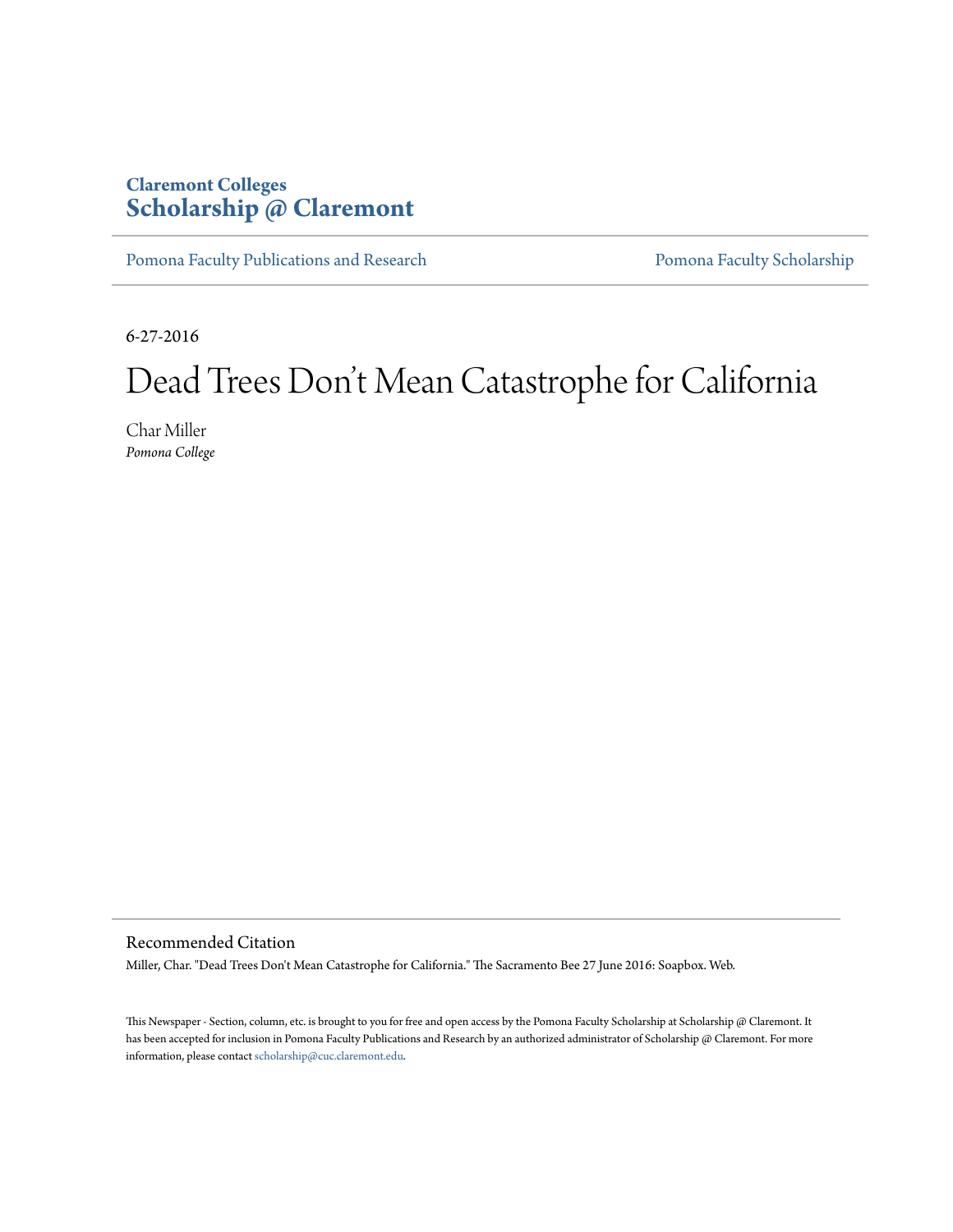Claremont Colleges
**Scholarship @ Claremont**

Pomona Faculty Publications and Research | Pomona Faculty Scholarship

6-27-2016

# Dead Trees Don't Mean Catastrophe for California

Char Miller
*Pomona College*

## Recommended Citation

Miller, Char. "Dead Trees Don't Mean Catastrophe for California." The Sacramento Bee 27 June 2016: Soapbox. Web.

This Newspaper - Section, column, etc. is brought to you for free and open access by the Pomona Faculty Scholarship at Scholarship @ Claremont. It has been accepted for inclusion in Pomona Faculty Publications and Research by an authorized administrator of Scholarship @ Claremont. For more information, please contact scholarship@cuc.claremont.edu.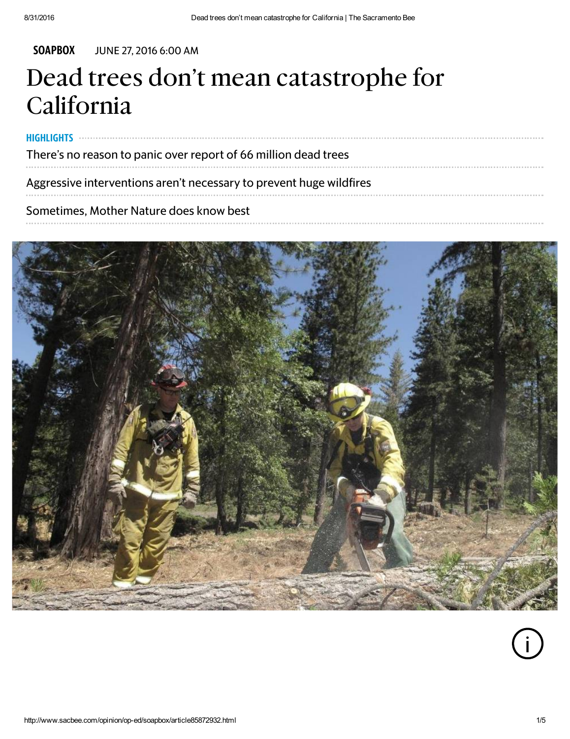SOAPBOX JUNE 27, 2016 6:00 AM

# Dead trees don't mean catastrophe for California

**HIGHLIGHTS**

There's no reason to panic over report of 66 million dead trees

Aggressive interventions aren't necessary to prevent huge wildfires

Sometimes, Mother Nature does know best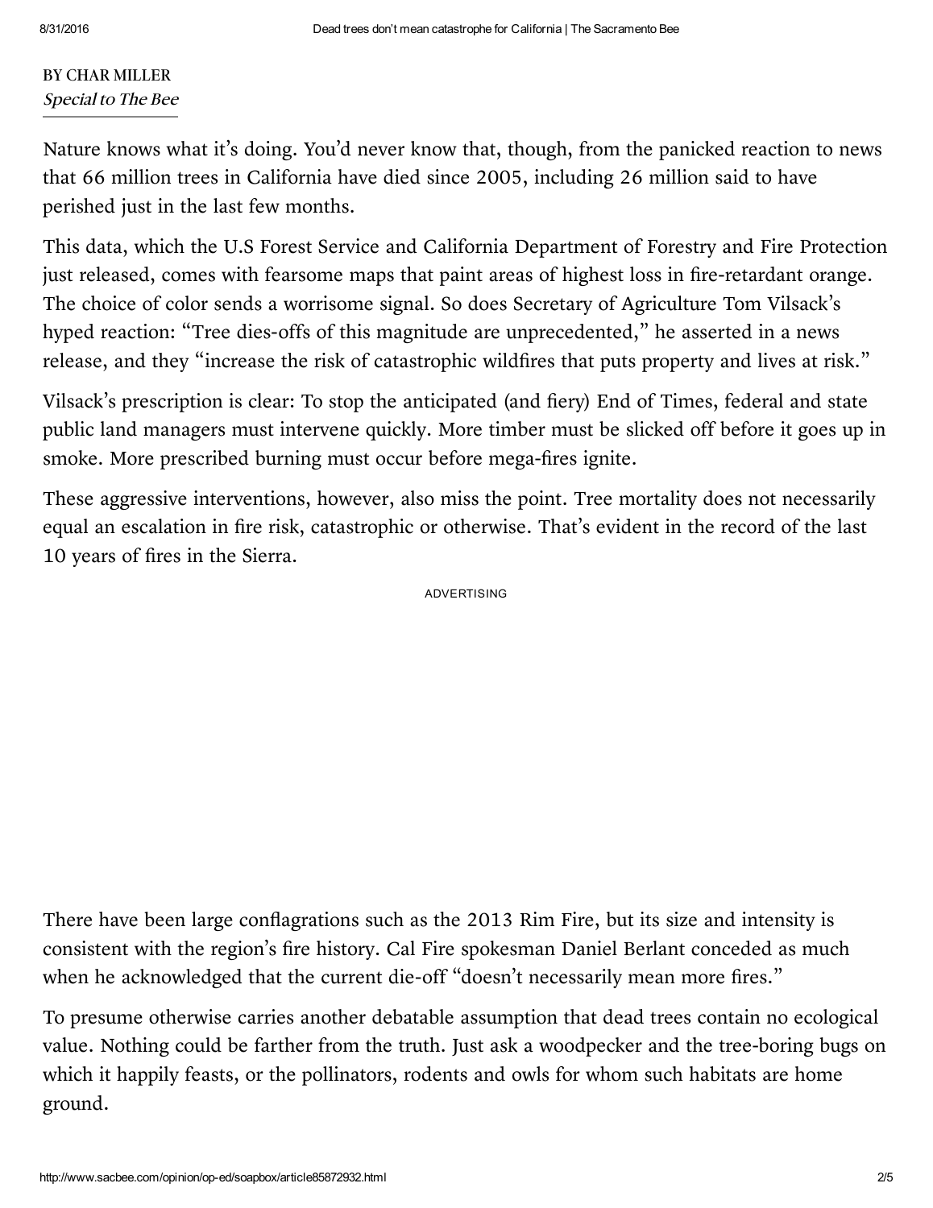BY CHAR MILLER
*Special to The Bee*

Nature knows what it's doing. You'd never know that, though, from the panicked reaction to news that 66 million trees in California have died since 2005, including 26 million said to have perished just in the last few months.

This data, which the U.S Forest Service and California Department of Forestry and Fire Protection just released, comes with fearsome maps that paint areas of highest loss in fire-retardant orange. The choice of color sends a worrisome signal. So does Secretary of Agriculture Tom Vilsack's hyped reaction: "Tree dies-offs of this magnitude are unprecedented," he asserted in a news release, and they "increase the risk of catastrophic wildfires that puts property and lives at risk."

Vilsack's prescription is clear: To stop the anticipated (and fiery) End of Times, federal and state public land managers must intervene quickly. More timber must be slicked off before it goes up in smoke. More prescribed burning must occur before mega-fires ignite.

These aggressive interventions, however, also miss the point. Tree mortality does not necessarily equal an escalation in fire risk, catastrophic or otherwise. That's evident in the record of the last 10 years of fires in the Sierra.

ADVERTISING

There have been large conflagrations such as the 2013 Rim Fire, but its size and intensity is consistent with the region's fire history. Cal Fire spokesman Daniel Berlant conceded as much when he acknowledged that the current die-off "doesn't necessarily mean more fires."

To presume otherwise carries another debatable assumption that dead trees contain no ecological value. Nothing could be farther from the truth. Just ask a woodpecker and the tree-boring bugs on which it happily feasts, or the pollinators, rodents and owls for whom such habitats are home ground.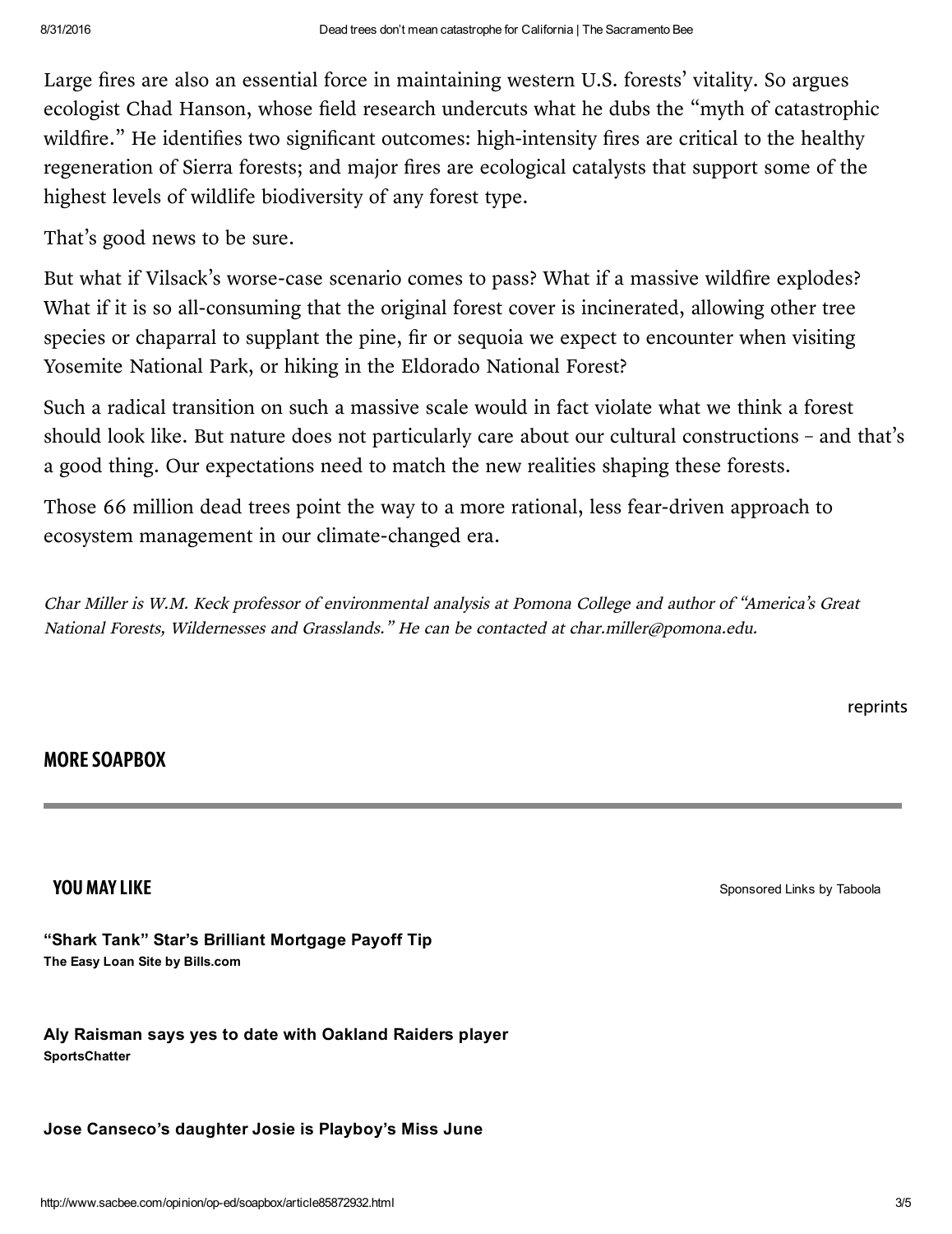Large fires are also an essential force in maintaining western U.S. forests' vitality. So argues ecologist Chad Hanson, whose field research undercuts what he dubs the "myth of catastrophic wildfire." He identifies two significant outcomes: high-intensity fires are critical to the healthy regeneration of Sierra forests; and major fires are ecological catalysts that support some of the highest levels of wildlife biodiversity of any forest type.

That's good news to be sure.

But what if Vilsack's worse-case scenario comes to pass? What if a massive wildfire explodes? What if it is so all-consuming that the original forest cover is incinerated, allowing other tree species or chaparral to supplant the pine, fir or sequoia we expect to encounter when visiting Yosemite National Park, or hiking in the Eldorado National Forest?

Such a radical transition on such a massive scale would in fact violate what we think a forest should look like. But nature does not particularly care about our cultural constructions – and that's a good thing. Our expectations need to match the new realities shaping these forests.

Those 66 million dead trees point the way to a more rational, less fear-driven approach to ecosystem management in our climate-changed era.

*Char Miller is W.M. Keck professor of environmental analysis at Pomona College and author of "America's Great National Forests, Wildernesses and Grasslands." He can be contacted at char.miller@pomona.edu.*

reprints

## MORE SOAPBOX

## YOU MAY LIKE

Sponsored Links by Taboola

**"Shark Tank" Star's Brilliant Mortgage Payoff Tip**
**The Easy Loan Site by Bills.com**

**Aly Raisman says yes to date with Oakland Raiders player**
**SportsChatter**

**Jose Canseco's daughter Josie is Playboy's Miss June**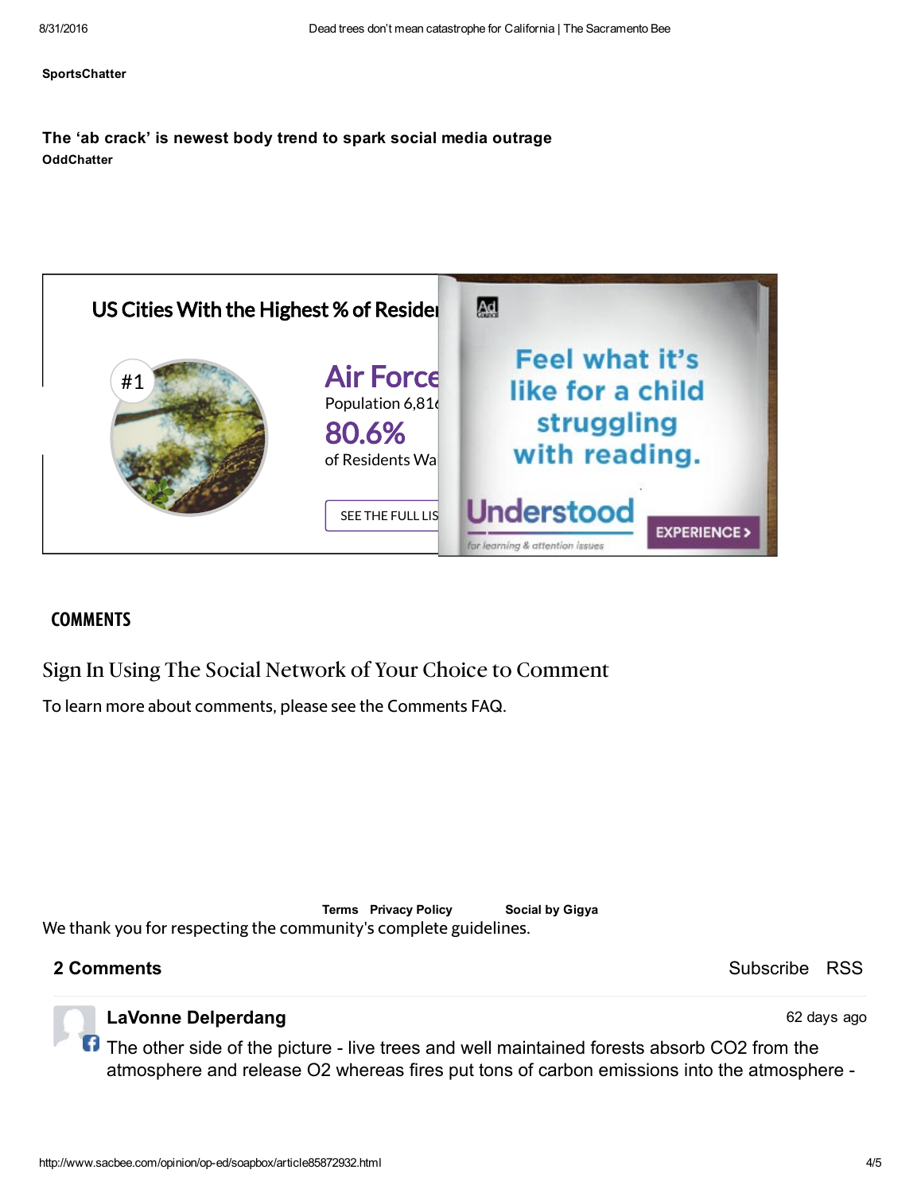**SportsChatter**

**The ‘ab crack’ is newest body trend to spark social media outrage**
**OddChatter**

US Cities With the Highest % of Reside

#1

Air Force
Population 6,81
80.6%
of Residents Wa

SEE THE FULL LIS

Feel what it’s like for a child struggling with reading.

Understood
for learning & attention issues

EXPERIENCE >

## COMMENTS

Sign In Using The Social Network of Your Choice to Comment

To learn more about comments, please see the Comments FAQ.

**Terms** **Privacy Policy** **Social by Gigya**

We thank you for respecting the community's complete guidelines.

**2 Comments**

Subscribe RSS

**LaVonne Delperdang**

62 days ago

The other side of the picture - live trees and well maintained forests absorb $CO_2$ from the atmosphere and release $O_2$ whereas fires put tons of carbon emissions into the atmosphere -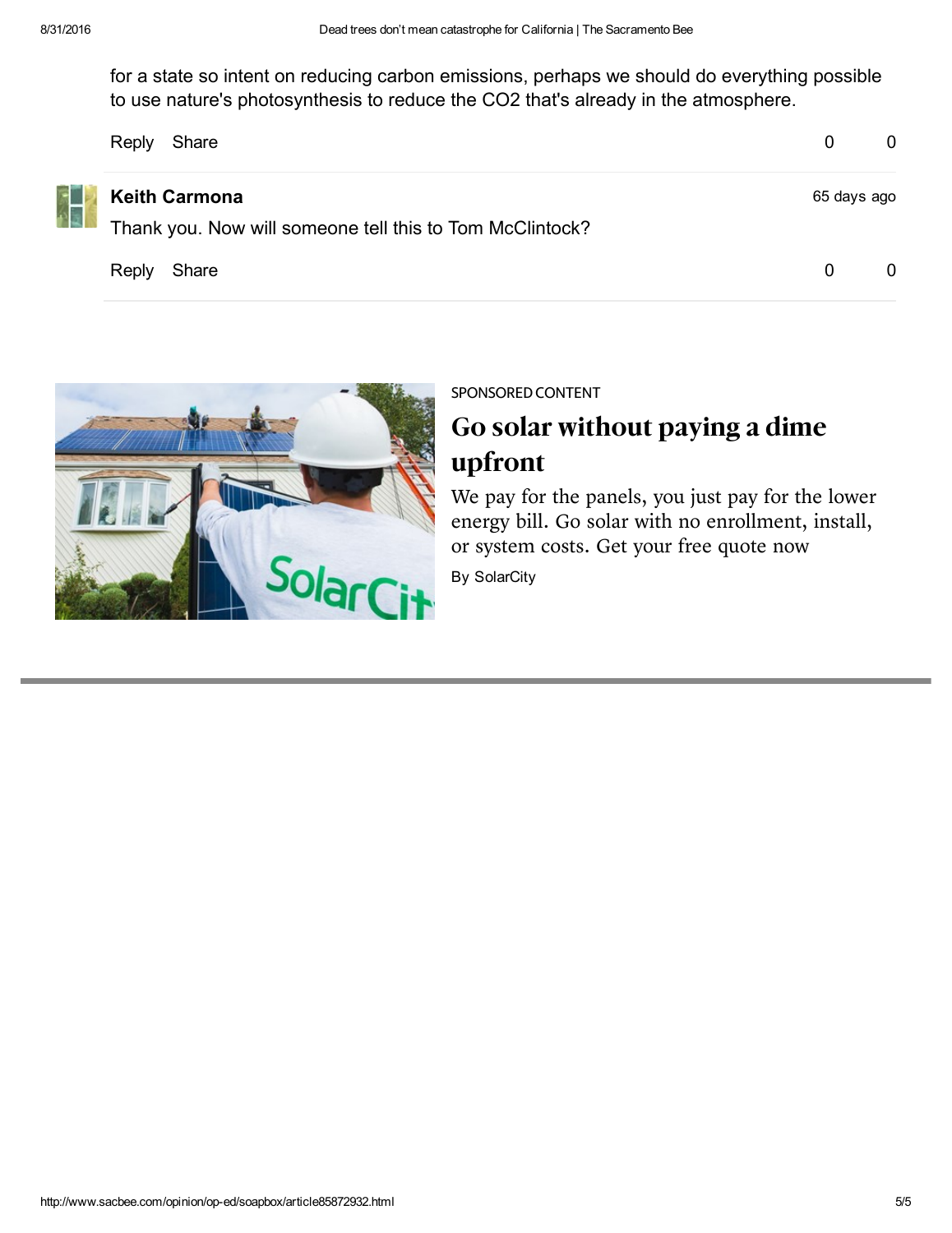for a state so intent on reducing carbon emissions, perhaps we should do everything possible to use nature's photosynthesis to reduce the $CO_2$ that's already in the atmosphere.

Reply Share 0 0

**Keith Carmona** 65 days ago

Thank you. Now will someone tell this to Tom McClintock?

Reply Share 0 0

SPONSORED CONTENT

## Go solar without paying a dime upfront

We pay for the panels, you just pay for the lower energy bill. Go solar with no enrollment, install, or system costs. Get your free quote now

By SolarCity